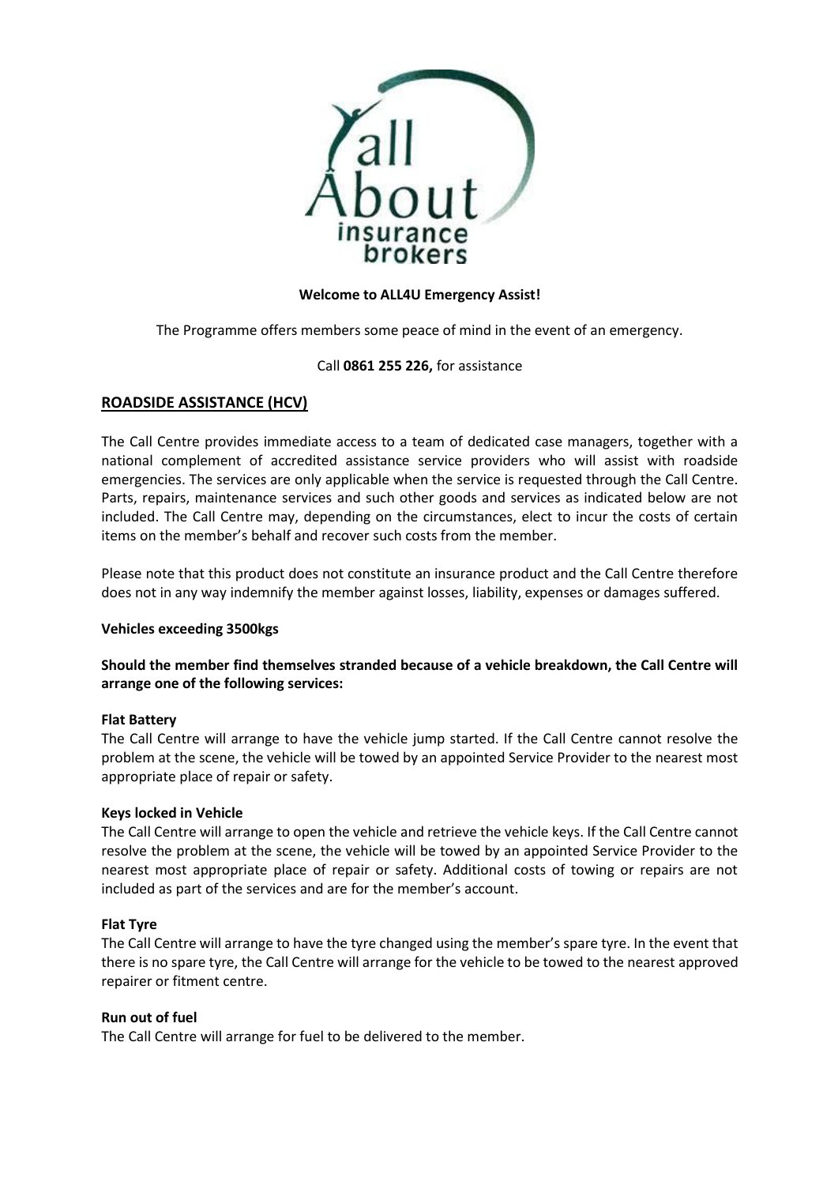**Welcome to ALL4U Emergency Assist!**

The Programme offers members some peace of mind in the event of an emergency.

Call **0861 255 226,** for assistance

## ROADSIDE ASSISTANCE (HCV)

The Call Centre provides immediate access to a team of dedicated case managers, together with a national complement of accredited assistance service providers who will assist with roadside emergencies. The services are only applicable when the service is requested through the Call Centre. Parts, repairs, maintenance services and such other goods and services as indicated below are not included. The Call Centre may, depending on the circumstances, elect to incur the costs of certain items on the member's behalf and recover such costs from the member.

Please note that this product does not constitute an insurance product and the Call Centre therefore does not in any way indemnify the member against losses, liability, expenses or damages suffered.

**Vehicles exceeding 3500kgs**

**Should the member find themselves stranded because of a vehicle breakdown, the Call Centre will arrange one of the following services:**

**Flat Battery**
The Call Centre will arrange to have the vehicle jump started. If the Call Centre cannot resolve the problem at the scene, the vehicle will be towed by an appointed Service Provider to the nearest most appropriate place of repair or safety.

**Keys locked in Vehicle**
The Call Centre will arrange to open the vehicle and retrieve the vehicle keys. If the Call Centre cannot resolve the problem at the scene, the vehicle will be towed by an appointed Service Provider to the nearest most appropriate place of repair or safety. Additional costs of towing or repairs are not included as part of the services and are for the member's account.

**Flat Tyre**
The Call Centre will arrange to have the tyre changed using the member's spare tyre. In the event that there is no spare tyre, the Call Centre will arrange for the vehicle to be towed to the nearest approved repairer or fitment centre.

**Run out of fuel**
The Call Centre will arrange for fuel to be delivered to the member.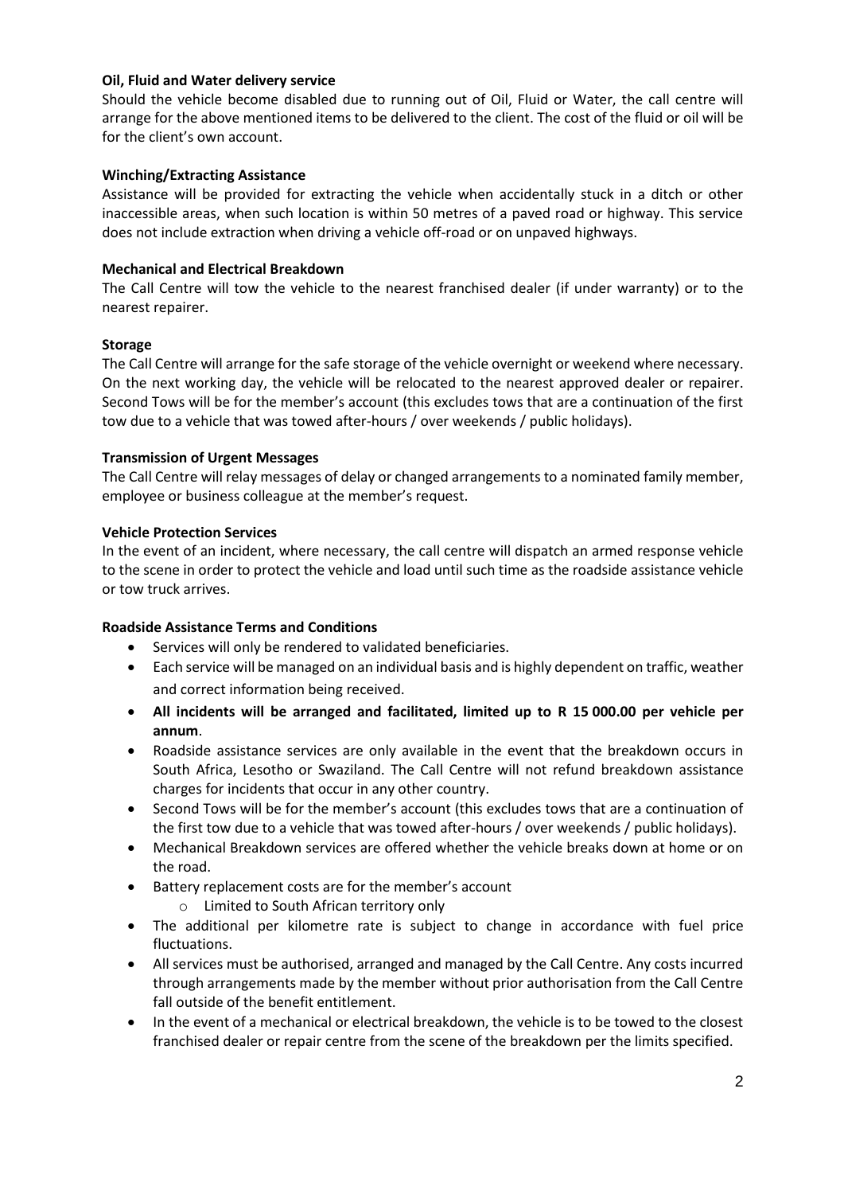**Oil, Fluid and Water delivery service**

Should the vehicle become disabled due to running out of Oil, Fluid or Water, the call centre will arrange for the above mentioned items to be delivered to the client. The cost of the fluid or oil will be for the client's own account.

**Winching/Extracting Assistance**

Assistance will be provided for extracting the vehicle when accidentally stuck in a ditch or other inaccessible areas, when such location is within 50 metres of a paved road or highway. This service does not include extraction when driving a vehicle off-road or on unpaved highways.

**Mechanical and Electrical Breakdown**

The Call Centre will tow the vehicle to the nearest franchised dealer (if under warranty) or to the nearest repairer.

**Storage**

The Call Centre will arrange for the safe storage of the vehicle overnight or weekend where necessary. On the next working day, the vehicle will be relocated to the nearest approved dealer or repairer. Second Tows will be for the member's account (this excludes tows that are a continuation of the first tow due to a vehicle that was towed after-hours / over weekends / public holidays).

**Transmission of Urgent Messages**

The Call Centre will relay messages of delay or changed arrangements to a nominated family member, employee or business colleague at the member's request.

**Vehicle Protection Services**

In the event of an incident, where necessary, the call centre will dispatch an armed response vehicle to the scene in order to protect the vehicle and load until such time as the roadside assistance vehicle or tow truck arrives.

**Roadside Assistance Terms and Conditions**

- Services will only be rendered to validated beneficiaries.
- Each service will be managed on an individual basis and is highly dependent on traffic, weather and correct information being received.
- **All incidents will be arranged and facilitated, limited up to R 15 000.00 per vehicle per annum**.
- Roadside assistance services are only available in the event that the breakdown occurs in South Africa, Lesotho or Swaziland. The Call Centre will not refund breakdown assistance charges for incidents that occur in any other country.
- Second Tows will be for the member's account (this excludes tows that are a continuation of the first tow due to a vehicle that was towed after-hours / over weekends / public holidays).
- Mechanical Breakdown services are offered whether the vehicle breaks down at home or on the road.
- Battery replacement costs are for the member's account
  - Limited to South African territory only
- The additional per kilometre rate is subject to change in accordance with fuel price fluctuations.
- All services must be authorised, arranged and managed by the Call Centre. Any costs incurred through arrangements made by the member without prior authorisation from the Call Centre fall outside of the benefit entitlement.
- In the event of a mechanical or electrical breakdown, the vehicle is to be towed to the closest franchised dealer or repair centre from the scene of the breakdown per the limits specified.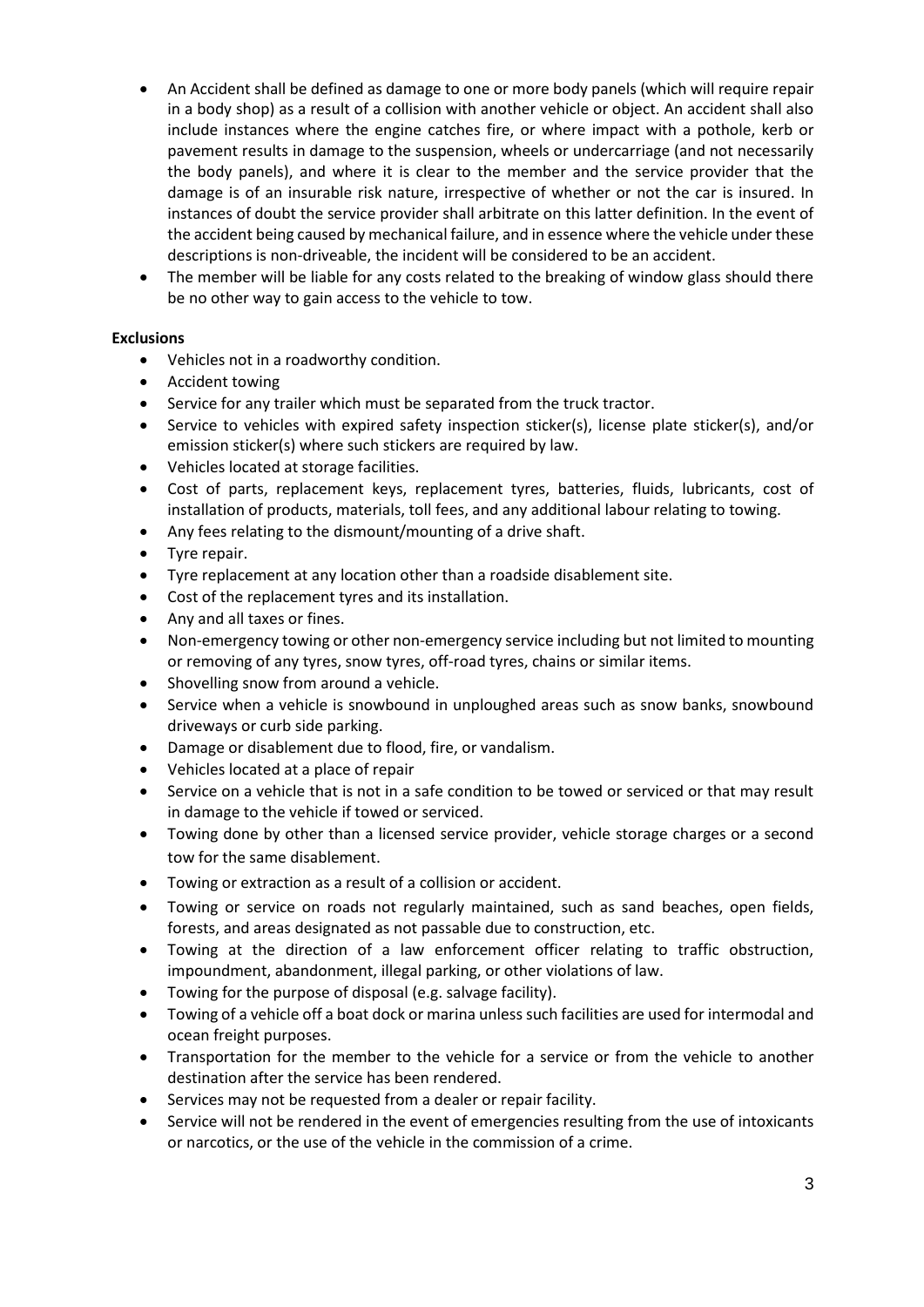- An Accident shall be defined as damage to one or more body panels (which will require repair in a body shop) as a result of a collision with another vehicle or object. An accident shall also include instances where the engine catches fire, or where impact with a pothole, kerb or pavement results in damage to the suspension, wheels or undercarriage (and not necessarily the body panels), and where it is clear to the member and the service provider that the damage is of an insurable risk nature, irrespective of whether or not the car is insured. In instances of doubt the service provider shall arbitrate on this latter definition. In the event of the accident being caused by mechanical failure, and in essence where the vehicle under these descriptions is non-driveable, the incident will be considered to be an accident.
- The member will be liable for any costs related to the breaking of window glass should there be no other way to gain access to the vehicle to tow.

**Exclusions**

- Vehicles not in a roadworthy condition.
- Accident towing
- Service for any trailer which must be separated from the truck tractor.
- Service to vehicles with expired safety inspection sticker(s), license plate sticker(s), and/or emission sticker(s) where such stickers are required by law.
- Vehicles located at storage facilities.
- Cost of parts, replacement keys, replacement tyres, batteries, fluids, lubricants, cost of installation of products, materials, toll fees, and any additional labour relating to towing.
- Any fees relating to the dismount/mounting of a drive shaft.
- Tyre repair.
- Tyre replacement at any location other than a roadside disablement site.
- Cost of the replacement tyres and its installation.
- Any and all taxes or fines.
- Non-emergency towing or other non-emergency service including but not limited to mounting or removing of any tyres, snow tyres, off-road tyres, chains or similar items.
- Shovelling snow from around a vehicle.
- Service when a vehicle is snowbound in unploughed areas such as snow banks, snowbound driveways or curb side parking.
- Damage or disablement due to flood, fire, or vandalism.
- Vehicles located at a place of repair
- Service on a vehicle that is not in a safe condition to be towed or serviced or that may result in damage to the vehicle if towed or serviced.
- Towing done by other than a licensed service provider, vehicle storage charges or a second tow for the same disablement.
- Towing or extraction as a result of a collision or accident.
- Towing or service on roads not regularly maintained, such as sand beaches, open fields, forests, and areas designated as not passable due to construction, etc.
- Towing at the direction of a law enforcement officer relating to traffic obstruction, impoundment, abandonment, illegal parking, or other violations of law.
- Towing for the purpose of disposal (e.g. salvage facility).
- Towing of a vehicle off a boat dock or marina unless such facilities are used for intermodal and ocean freight purposes.
- Transportation for the member to the vehicle for a service or from the vehicle to another destination after the service has been rendered.
- Services may not be requested from a dealer or repair facility.
- Service will not be rendered in the event of emergencies resulting from the use of intoxicants or narcotics, or the use of the vehicle in the commission of a crime.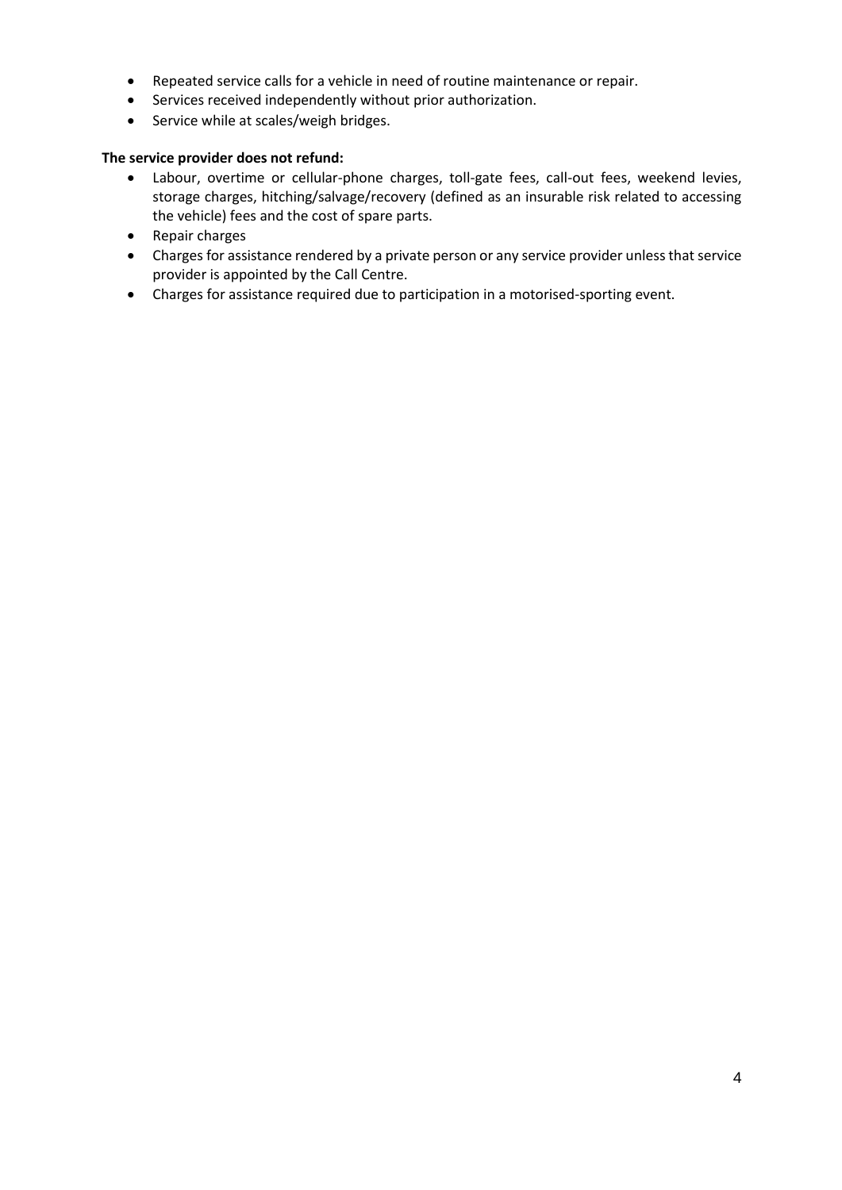- Repeated service calls for a vehicle in need of routine maintenance or repair.
- Services received independently without prior authorization.
- Service while at scales/weigh bridges.

**The service provider does not refund:**

- Labour, overtime or cellular-phone charges, toll-gate fees, call-out fees, weekend levies, storage charges, hitching/salvage/recovery (defined as an insurable risk related to accessing the vehicle) fees and the cost of spare parts.
- Repair charges
- Charges for assistance rendered by a private person or any service provider unless that service provider is appointed by the Call Centre.
- Charges for assistance required due to participation in a motorised-sporting event.